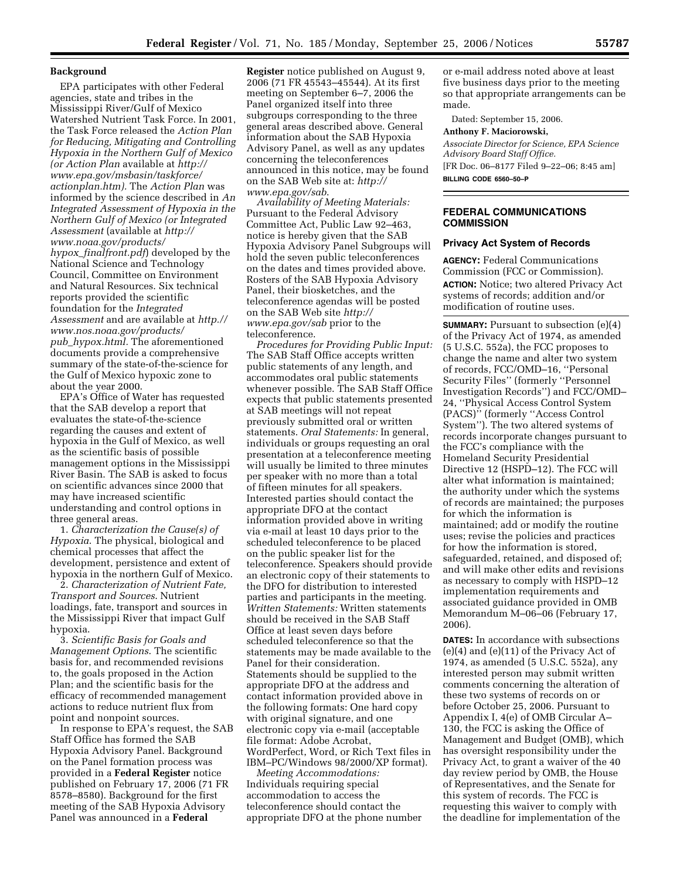**Background**

EPA participates with other Federal agencies, state and tribes in the Mississippi River/Gulf of Mexico Watershed Nutrient Task Force. In 2001, the Task Force released the *Action Plan for Reducing, Mitigating and Controlling Hypoxia in the Northern Gulf of Mexico (or Action Plan* available at *http://www.epa.gov/msbasin/taskforce/actionplan.htm).* The *Action Plan* was informed by the science described in *An Integrated Assessment of Hypoxia in the Northern Gulf of Mexico (or Integrated Assessment* (available at *http://www.noaa.gov/products/hypox_finalfront.pdf*) developed by the National Science and Technology Council, Committee on Environment and Natural Resources. Six technical reports provided the scientific foundation for the *Integrated Assessment* and are available at *http.//www.nos.noaa.gov/products/pub_hypox.html.* The aforementioned documents provide a comprehensive summary of the state-of-the-science for the Gulf of Mexico hypoxic zone to about the year 2000.

EPA's Office of Water has requested that the SAB develop a report that evaluates the state-of-the-science regarding the causes and extent of hypoxia in the Gulf of Mexico, as well as the scientific basis of possible management options in the Mississippi River Basin. The SAB is asked to focus on scientific advances since 2000 that may have increased scientific understanding and control options in three general areas.

1. *Characterization the Cause(s) of Hypoxia*. The physical, biological and chemical processes that affect the development, persistence and extent of hypoxia in the northern Gulf of Mexico.

2. *Characterization of Nutrient Fate, Transport and Sources*. Nutrient loadings, fate, transport and sources in the Mississippi River that impact Gulf hypoxia.

3. *Scientific Basis for Goals and Management Options*. The scientific basis for, and recommended revisions to, the goals proposed in the Action Plan; and the scientific basis for the efficacy of recommended management actions to reduce nutrient flux from point and nonpoint sources.

In response to EPA's request, the SAB Staff Office has formed the SAB Hypoxia Advisory Panel. Background on the Panel formation process was provided in a **Federal Register** notice published on February 17, 2006 (71 FR 8578–8580). Background for the first meeting of the SAB Hypoxia Advisory Panel was announced in a **Federal Register** notice published on August 9, 2006 (71 FR 45543–45544). At its first meeting on September 6–7, 2006 the Panel organized itself into three subgroups corresponding to the three general areas described above. General information about the SAB Hypoxia Advisory Panel, as well as any updates concerning the teleconferences announced in this notice, may be found on the SAB Web site at: *http://www.epa.gov/sab*.

*Availability of Meeting Materials:* Pursuant to the Federal Advisory Committee Act, Public Law 92–463, notice is hereby given that the SAB Hypoxia Advisory Panel Subgroups will hold the seven public teleconferences on the dates and times provided above. Rosters of the SAB Hypoxia Advisory Panel, their biosketches, and the teleconference agendas will be posted on the SAB Web site *http://www.epa.gov/sab* prior to the teleconference.

*Procedures for Providing Public Input:* The SAB Staff Office accepts written public statements of any length, and accommodates oral public statements whenever possible. The SAB Staff Office expects that public statements presented at SAB meetings will not repeat previously submitted oral or written statements. *Oral Statements:* In general, individuals or groups requesting an oral presentation at a teleconference meeting will usually be limited to three minutes per speaker with no more than a total of fifteen minutes for all speakers. Interested parties should contact the appropriate DFO at the contact information provided above in writing via e-mail at least 10 days prior to the scheduled teleconference to be placed on the public speaker list for the teleconference. Speakers should provide an electronic copy of their statements to the DFO for distribution to interested parties and participants in the meeting. *Written Statements:* Written statements should be received in the SAB Staff Office at least seven days before scheduled teleconference so that the statements may be made available to the Panel for their consideration. Statements should be supplied to the appropriate DFO at the address and contact information provided above in the following formats: One hard copy with original signature, and one electronic copy via e-mail (acceptable file format: Adobe Acrobat, WordPerfect, Word, or Rich Text files in IBM–PC/Windows 98/2000/XP format).

*Meeting Accommodations:* Individuals requiring special accommodation to access the teleconference should contact the appropriate DFO at the phone number or e-mail address noted above at least five business days prior to the meeting so that appropriate arrangements can be made.

Dated: September 15, 2006.

**Anthony F. Maciorowski,**

*Associate Director for Science, EPA Science Advisory Board Staff Office.*

[FR Doc. 06–8177 Filed 9–22–06; 8:45 am]

**BILLING CODE 6560–50–P**

---

## FEDERAL COMMUNICATIONS COMMISSION

### Privacy Act System of Records

**AGENCY:** Federal Communications Commission (FCC or Commission).

**ACTION:** Notice; two altered Privacy Act systems of records; addition and/or modification of routine uses.

**SUMMARY:** Pursuant to subsection (e)(4) of the Privacy Act of 1974, as amended (5 U.S.C. 552a), the FCC proposes to change the name and alter two system of records, FCC/OMD–16, ''Personal Security Files'' (formerly ''Personnel Investigation Records'') and FCC/OMD–24, ''Physical Access Control System (PACS)'' (formerly ''Access Control System''). The two altered systems of records incorporate changes pursuant to the FCC's compliance with the Homeland Security Presidential Directive 12 (HSPD–12). The FCC will alter what information is maintained; the authority under which the systems of records are maintained; the purposes for which the information is maintained; add or modify the routine uses; revise the policies and practices for how the information is stored, safeguarded, retained, and disposed of; and will make other edits and revisions as necessary to comply with HSPD–12 implementation requirements and associated guidance provided in OMB Memorandum M–06–06 (February 17, 2006).

**DATES:** In accordance with subsections (e)(4) and (e)(11) of the Privacy Act of 1974, as amended (5 U.S.C. 552a), any interested person may submit written comments concerning the alteration of these two systems of records on or before October 25, 2006. Pursuant to Appendix I, 4(e) of OMB Circular A–130, the FCC is asking the Office of Management and Budget (OMB), which has oversight responsibility under the Privacy Act, to grant a waiver of the 40 day review period by OMB, the House of Representatives, and the Senate for this system of records. The FCC is requesting this waiver to comply with the deadline for implementation of the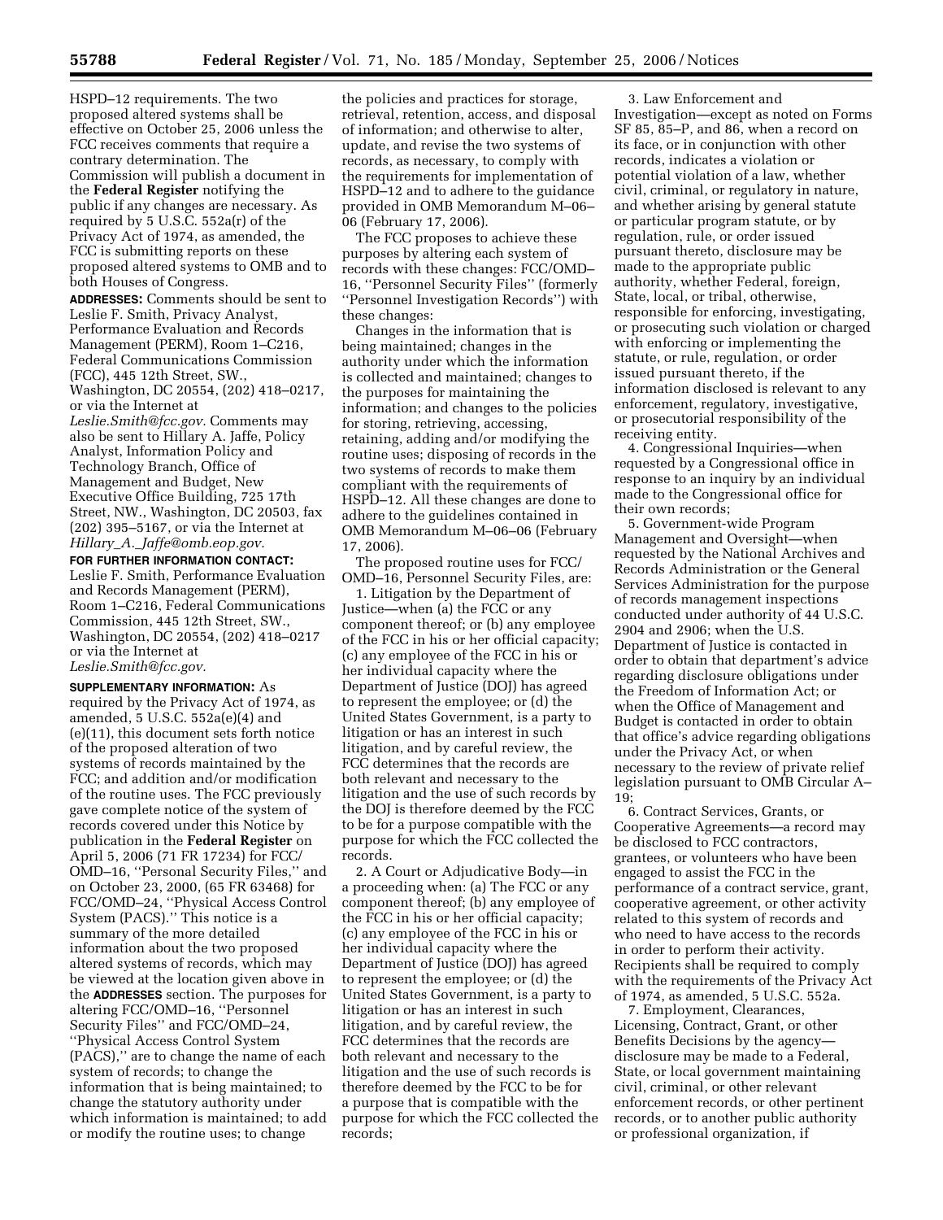HSPD–12 requirements. The two proposed altered systems shall be effective on October 25, 2006 unless the FCC receives comments that require a contrary determination. The Commission will publish a document in the **Federal Register** notifying the public if any changes are necessary. As required by 5 U.S.C. 552a(r) of the Privacy Act of 1974, as amended, the FCC is submitting reports on these proposed altered systems to OMB and to both Houses of Congress.

**ADDRESSES:** Comments should be sent to Leslie F. Smith, Privacy Analyst, Performance Evaluation and Records Management (PERM), Room 1–C216, Federal Communications Commission (FCC), 445 12th Street, SW., Washington, DC 20554, (202) 418–0217, or via the Internet at *Leslie.Smith@fcc.gov.* Comments may also be sent to Hillary A. Jaffe, Policy Analyst, Information Policy and Technology Branch, Office of Management and Budget, New Executive Office Building, 725 17th Street, NW., Washington, DC 20503, fax (202) 395–5167, or via the Internet at *Hillary_A._Jaffe@omb.eop.gov.*

**FOR FURTHER INFORMATION CONTACT:** Leslie F. Smith, Performance Evaluation and Records Management (PERM), Room 1–C216, Federal Communications Commission, 445 12th Street, SW., Washington, DC 20554, (202) 418–0217 or via the Internet at *Leslie.Smith@fcc.gov.*

**SUPPLEMENTARY INFORMATION:** As required by the Privacy Act of 1974, as amended, 5 U.S.C. 552a(e)(4) and (e)(11), this document sets forth notice of the proposed alteration of two systems of records maintained by the FCC; and addition and/or modification of the routine uses. The FCC previously gave complete notice of the system of records covered under this Notice by publication in the **Federal Register** on April 5, 2006 (71 FR 17234) for FCC/OMD–16, ''Personal Security Files,'' and on October 23, 2000, (65 FR 63468) for FCC/OMD–24, ''Physical Access Control System (PACS).'' This notice is a summary of the more detailed information about the two proposed altered systems of records, which may be viewed at the location given above in the **ADDRESSES** section. The purposes for altering FCC/OMD–16, ''Personnel Security Files'' and FCC/OMD–24, ''Physical Access Control System (PACS),'' are to change the name of each system of records; to change the information that is being maintained; to change the statutory authority under which information is maintained; to add or modify the routine uses; to change the policies and practices for storage, retrieval, retention, access, and disposal of information; and otherwise to alter, update, and revise the two systems of records, as necessary, to comply with the requirements for implementation of HSPD–12 and to adhere to the guidance provided in OMB Memorandum M–06–06 (February 17, 2006).

The FCC proposes to achieve these purposes by altering each system of records with these changes: FCC/OMD–16, ''Personnel Security Files'' (formerly ''Personnel Investigation Records'') with these changes:

Changes in the information that is being maintained; changes in the authority under which the information is collected and maintained; changes to the purposes for maintaining the information; and changes to the policies for storing, retrieving, accessing, retaining, adding and/or modifying the routine uses; disposing of records in the two systems of records to make them compliant with the requirements of HSPD–12. All these changes are done to adhere to the guidelines contained in OMB Memorandum M–06–06 (February 17, 2006).

The proposed routine uses for FCC/OMD–16, Personnel Security Files, are:

1. Litigation by the Department of Justice—when (a) the FCC or any component thereof; or (b) any employee of the FCC in his or her official capacity; (c) any employee of the FCC in his or her individual capacity where the Department of Justice (DOJ) has agreed to represent the employee; or (d) the United States Government, is a party to litigation or has an interest in such litigation, and by careful review, the FCC determines that the records are both relevant and necessary to the litigation and the use of such records by the DOJ is therefore deemed by the FCC to be for a purpose compatible with the purpose for which the FCC collected the records.

2. A Court or Adjudicative Body—in a proceeding when: (a) The FCC or any component thereof; (b) any employee of the FCC in his or her official capacity; (c) any employee of the FCC in his or her individual capacity where the Department of Justice (DOJ) has agreed to represent the employee; or (d) the United States Government, is a party to litigation or has an interest in such litigation, and by careful review, the FCC determines that the records are both relevant and necessary to the litigation and the use of such records is therefore deemed by the FCC to be for a purpose that is compatible with the purpose for which the FCC collected the records;

3. Law Enforcement and Investigation—except as noted on Forms SF 85, 85–P, and 86, when a record on its face, or in conjunction with other records, indicates a violation or potential violation of a law, whether civil, criminal, or regulatory in nature, and whether arising by general statute or particular program statute, or by regulation, rule, or order issued pursuant thereto, disclosure may be made to the appropriate public authority, whether Federal, foreign, State, local, or tribal, otherwise, responsible for enforcing, investigating, or prosecuting such violation or charged with enforcing or implementing the statute, or rule, regulation, or order issued pursuant thereto, if the information disclosed is relevant to any enforcement, regulatory, investigative, or prosecutorial responsibility of the receiving entity.

4. Congressional Inquiries—when requested by a Congressional office in response to an inquiry by an individual made to the Congressional office for their own records;

5. Government-wide Program Management and Oversight—when requested by the National Archives and Records Administration or the General Services Administration for the purpose of records management inspections conducted under authority of 44 U.S.C. 2904 and 2906; when the U.S. Department of Justice is contacted in order to obtain that department's advice regarding disclosure obligations under the Freedom of Information Act; or when the Office of Management and Budget is contacted in order to obtain that office's advice regarding obligations under the Privacy Act, or when necessary to the review of private relief legislation pursuant to OMB Circular A–19;

6. Contract Services, Grants, or Cooperative Agreements—a record may be disclosed to FCC contractors, grantees, or volunteers who have been engaged to assist the FCC in the performance of a contract service, grant, cooperative agreement, or other activity related to this system of records and who need to have access to the records in order to perform their activity. Recipients shall be required to comply with the requirements of the Privacy Act of 1974, as amended, 5 U.S.C. 552a.

7. Employment, Clearances, Licensing, Contract, Grant, or other Benefits Decisions by the agency—disclosure may be made to a Federal, State, or local government maintaining civil, criminal, or other relevant enforcement records, or other pertinent records, or to another public authority or professional organization, if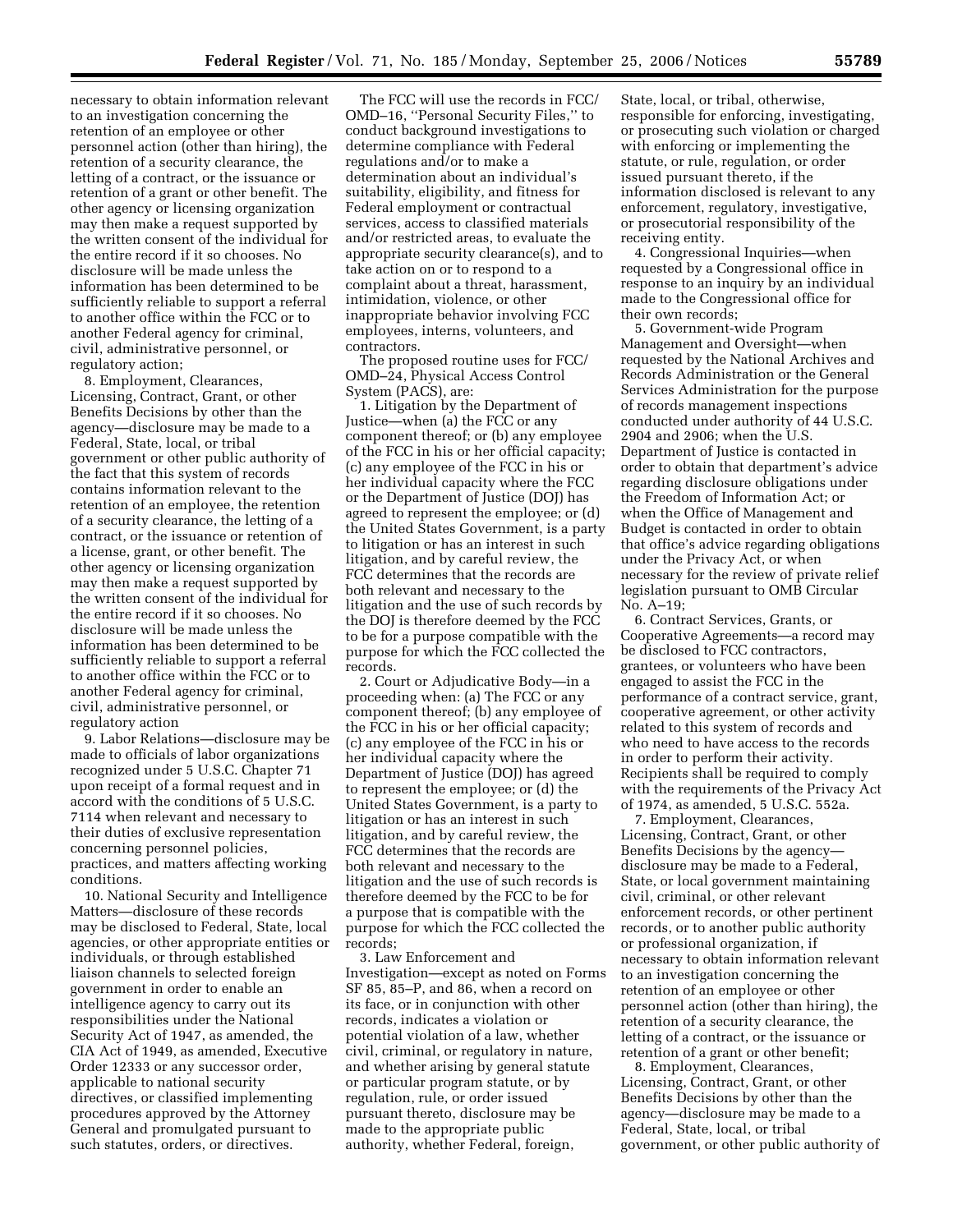necessary to obtain information relevant to an investigation concerning the retention of an employee or other personnel action (other than hiring), the retention of a security clearance, the letting of a contract, or the issuance or retention of a grant or other benefit. The other agency or licensing organization may then make a request supported by the written consent of the individual for the entire record if it so chooses. No disclosure will be made unless the information has been determined to be sufficiently reliable to support a referral to another office within the FCC or to another Federal agency for criminal, civil, administrative personnel, or regulatory action;

8. Employment, Clearances, Licensing, Contract, Grant, or other Benefits Decisions by other than the agency—disclosure may be made to a Federal, State, local, or tribal government or other public authority of the fact that this system of records contains information relevant to the retention of an employee, the retention of a security clearance, the letting of a contract, or the issuance or retention of a license, grant, or other benefit. The other agency or licensing organization may then make a request supported by the written consent of the individual for the entire record if it so chooses. No disclosure will be made unless the information has been determined to be sufficiently reliable to support a referral to another office within the FCC or to another Federal agency for criminal, civil, administrative personnel, or regulatory action

9. Labor Relations—disclosure may be made to officials of labor organizations recognized under 5 U.S.C. Chapter 71 upon receipt of a formal request and in accord with the conditions of 5 U.S.C. 7114 when relevant and necessary to their duties of exclusive representation concerning personnel policies, practices, and matters affecting working conditions.

10. National Security and Intelligence Matters—disclosure of these records may be disclosed to Federal, State, local agencies, or other appropriate entities or individuals, or through established liaison channels to selected foreign government in order to enable an intelligence agency to carry out its responsibilities under the National Security Act of 1947, as amended, the CIA Act of 1949, as amended, Executive Order 12333 or any successor order, applicable to national security directives, or classified implementing procedures approved by the Attorney General and promulgated pursuant to such statutes, orders, or directives.

The FCC will use the records in FCC/OMD–16, ''Personal Security Files,'' to conduct background investigations to determine compliance with Federal regulations and/or to make a determination about an individual's suitability, eligibility, and fitness for Federal employment or contractual services, access to classified materials and/or restricted areas, to evaluate the appropriate security clearance(s), and to take action on or to respond to a complaint about a threat, harassment, intimidation, violence, or other inappropriate behavior involving FCC employees, interns, volunteers, and contractors.

The proposed routine uses for FCC/OMD–24, Physical Access Control System (PACS), are:

1. Litigation by the Department of Justice—when (a) the FCC or any component thereof; or (b) any employee of the FCC in his or her official capacity; (c) any employee of the FCC in his or her individual capacity where the FCC or the Department of Justice (DOJ) has agreed to represent the employee; or (d) the United States Government, is a party to litigation or has an interest in such litigation, and by careful review, the FCC determines that the records are both relevant and necessary to the litigation and the use of such records by the DOJ is therefore deemed by the FCC to be for a purpose compatible with the purpose for which the FCC collected the records.

2. Court or Adjudicative Body—in a proceeding when: (a) The FCC or any component thereof; (b) any employee of the FCC in his or her official capacity; (c) any employee of the FCC in his or her individual capacity where the Department of Justice (DOJ) has agreed to represent the employee; or (d) the United States Government, is a party to litigation or has an interest in such litigation, and by careful review, the FCC determines that the records are both relevant and necessary to the litigation and the use of such records is therefore deemed by the FCC to be for a purpose that is compatible with the purpose for which the FCC collected the records;

3. Law Enforcement and Investigation—except as noted on Forms SF 85, 85–P, and 86, when a record on its face, or in conjunction with other records, indicates a violation or potential violation of a law, whether civil, criminal, or regulatory in nature, and whether arising by general statute or particular program statute, or by regulation, rule, or order issued pursuant thereto, disclosure may be made to the appropriate public authority, whether Federal, foreign, State, local, or tribal, otherwise, responsible for enforcing, investigating, or prosecuting such violation or charged with enforcing or implementing the statute, or rule, regulation, or order issued pursuant thereto, if the information disclosed is relevant to any enforcement, regulatory, investigative, or prosecutorial responsibility of the receiving entity.

4. Congressional Inquiries—when requested by a Congressional office in response to an inquiry by an individual made to the Congressional office for their own records;

5. Government-wide Program Management and Oversight—when requested by the National Archives and Records Administration or the General Services Administration for the purpose of records management inspections conducted under authority of 44 U.S.C. 2904 and 2906; when the U.S. Department of Justice is contacted in order to obtain that department's advice regarding disclosure obligations under the Freedom of Information Act; or when the Office of Management and Budget is contacted in order to obtain that office's advice regarding obligations under the Privacy Act, or when necessary for the review of private relief legislation pursuant to OMB Circular No. A–19;

6. Contract Services, Grants, or Cooperative Agreements—a record may be disclosed to FCC contractors, grantees, or volunteers who have been engaged to assist the FCC in the performance of a contract service, grant, cooperative agreement, or other activity related to this system of records and who need to have access to the records in order to perform their activity. Recipients shall be required to comply with the requirements of the Privacy Act of 1974, as amended, 5 U.S.C. 552a.

7. Employment, Clearances, Licensing, Contract, Grant, or other Benefits Decisions by the agency—disclosure may be made to a Federal, State, or local government maintaining civil, criminal, or other relevant enforcement records, or other pertinent records, or to another public authority or professional organization, if necessary to obtain information relevant to an investigation concerning the retention of an employee or other personnel action (other than hiring), the retention of a security clearance, the letting of a contract, or the issuance or retention of a grant or other benefit;

8. Employment, Clearances, Licensing, Contract, Grant, or other Benefits Decisions by other than the agency—disclosure may be made to a Federal, State, local, or tribal government, or other public authority of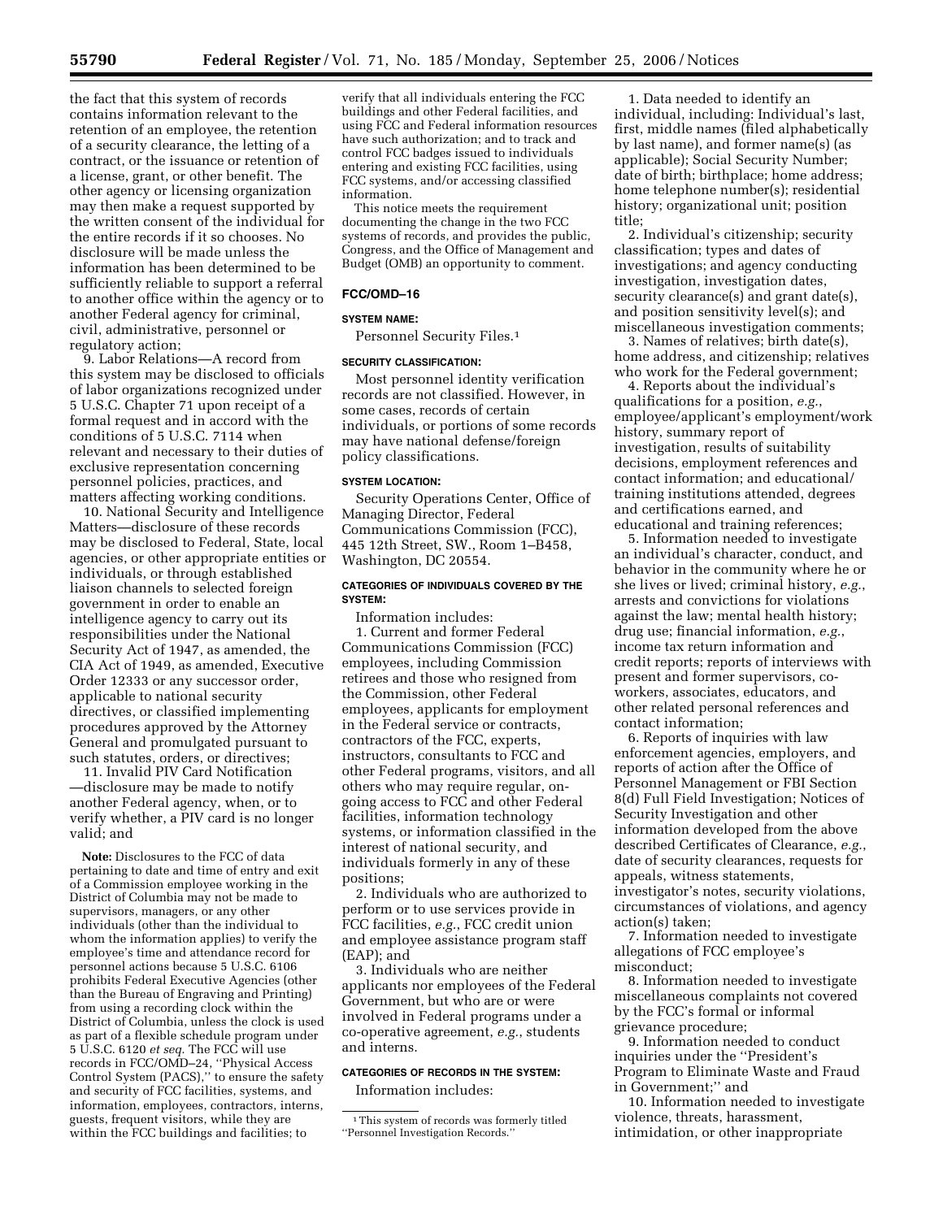the fact that this system of records contains information relevant to the retention of an employee, the retention of a security clearance, the letting of a contract, or the issuance or retention of a license, grant, or other benefit. The other agency or licensing organization may then make a request supported by the written consent of the individual for the entire records if it so chooses. No disclosure will be made unless the information has been determined to be sufficiently reliable to support a referral to another office within the agency or to another Federal agency for criminal, civil, administrative, personnel or regulatory action;

9. Labor Relations—A record from this system may be disclosed to officials of labor organizations recognized under 5 U.S.C. Chapter 71 upon receipt of a formal request and in accord with the conditions of 5 U.S.C. 7114 when relevant and necessary to their duties of exclusive representation concerning personnel policies, practices, and matters affecting working conditions.

10. National Security and Intelligence Matters—disclosure of these records may be disclosed to Federal, State, local agencies, or other appropriate entities or individuals, or through established liaison channels to selected foreign government in order to enable an intelligence agency to carry out its responsibilities under the National Security Act of 1947, as amended, the CIA Act of 1949, as amended, Executive Order 12333 or any successor order, applicable to national security directives, or classified implementing procedures approved by the Attorney General and promulgated pursuant to such statutes, orders, or directives;

11. Invalid PIV Card Notification —disclosure may be made to notify another Federal agency, when, or to verify whether, a PIV card is no longer valid; and

**Note:** Disclosures to the FCC of data pertaining to date and time of entry and exit of a Commission employee working in the District of Columbia may not be made to supervisors, managers, or any other individuals (other than the individual to whom the information applies) to verify the employee's time and attendance record for personnel actions because 5 U.S.C. 6106 prohibits Federal Executive Agencies (other than the Bureau of Engraving and Printing) from using a recording clock within the District of Columbia, unless the clock is used as part of a flexible schedule program under 5 U.S.C. 6120 *et seq.* The FCC will use records in FCC/OMD–24, ''Physical Access Control System (PACS),'' to ensure the safety and security of FCC facilities, systems, and information, employees, contractors, interns, guests, frequent visitors, while they are within the FCC buildings and facilities; to verify that all individuals entering the FCC buildings and other Federal facilities, and using FCC and Federal information resources have such authorization; and to track and control FCC badges issued to individuals entering and existing FCC facilities, using FCC systems, and/or accessing classified information.

This notice meets the requirement documenting the change in the two FCC systems of records, and provides the public, Congress, and the Office of Management and Budget (OMB) an opportunity to comment.

**FCC/OMD–16**

**SYSTEM NAME:**

Personnel Security Files.[1]

**SECURITY CLASSIFICATION:**

Most personnel identity verification records are not classified. However, in some cases, records of certain individuals, or portions of some records may have national defense/foreign policy classifications.

**SYSTEM LOCATION:**

Security Operations Center, Office of Managing Director, Federal Communications Commission (FCC), 445 12th Street, SW., Room 1–B458, Washington, DC 20554.

**CATEGORIES OF INDIVIDUALS COVERED BY THE SYSTEM:**

Information includes:

1. Current and former Federal Communications Commission (FCC) employees, including Commission retirees and those who resigned from the Commission, other Federal employees, applicants for employment in the Federal service or contracts, contractors of the FCC, experts, instructors, consultants to FCC and other Federal programs, visitors, and all others who may require regular, on-going access to FCC and other Federal facilities, information technology systems, or information classified in the interest of national security, and individuals formerly in any of these positions;

2. Individuals who are authorized to perform or to use services provide in FCC facilities, *e.g.*, FCC credit union and employee assistance program staff (EAP); and

3. Individuals who are neither applicants nor employees of the Federal Government, but who are or were involved in Federal programs under a co-operative agreement, *e.g.*, students and interns.

**CATEGORIES OF RECORDS IN THE SYSTEM:**

Information includes:

1. Data needed to identify an individual, including: Individual's last, first, middle names (filed alphabetically by last name), and former name(s) (as applicable); Social Security Number; date of birth; birthplace; home address; home telephone number(s); residential history; organizational unit; position title;

2. Individual's citizenship; security classification; types and dates of investigations; and agency conducting investigation, investigation dates, security clearance(s) and grant date(s), and position sensitivity level(s); and miscellaneous investigation comments;

3. Names of relatives; birth date(s), home address, and citizenship; relatives who work for the Federal government;

4. Reports about the individual's qualifications for a position, *e.g.*, employee/applicant's employment/work history, summary report of investigation, results of suitability decisions, employment references and contact information; and educational/training institutions attended, degrees and certifications earned, and educational and training references;

5. Information needed to investigate an individual's character, conduct, and behavior in the community where he or she lives or lived; criminal history, *e.g.*, arrests and convictions for violations against the law; mental health history; drug use; financial information, *e.g.*, income tax return information and credit reports; reports of interviews with present and former supervisors, co-workers, associates, educators, and other related personal references and contact information;

6. Reports of inquiries with law enforcement agencies, employers, and reports of action after the Office of Personnel Management or FBI Section 8(d) Full Field Investigation; Notices of Security Investigation and other information developed from the above described Certificates of Clearance, *e.g.*, date of security clearances, requests for appeals, witness statements, investigator's notes, security violations, circumstances of violations, and agency action(s) taken;

7. Information needed to investigate allegations of FCC employee's misconduct;

8. Information needed to investigate miscellaneous complaints not covered by the FCC's formal or informal grievance procedure;

9. Information needed to conduct inquiries under the ''President's Program to Eliminate Waste and Fraud in Government;'' and

10. Information needed to investigate violence, threats, harassment, intimidation, or other inappropriate

[1] This system of records was formerly titled ''Personnel Investigation Records.''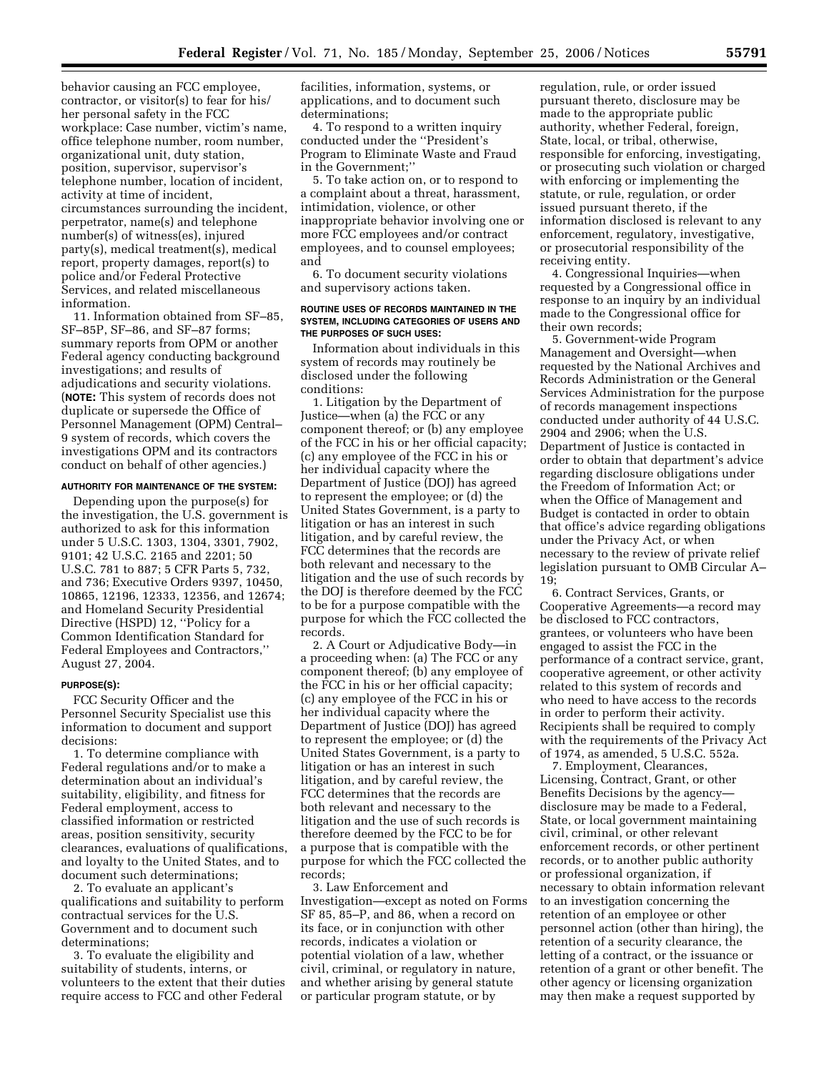behavior causing an FCC employee, contractor, or visitor(s) to fear for his/her personal safety in the FCC workplace: Case number, victim's name, office telephone number, room number, organizational unit, duty station, position, supervisor, supervisor's telephone number, location of incident, activity at time of incident, circumstances surrounding the incident, perpetrator, name(s) and telephone number(s) of witness(es), injured party(s), medical treatment(s), medical report, property damages, report(s) to police and/or Federal Protective Services, and related miscellaneous information.

11. Information obtained from SF–85, SF–85P, SF–86, and SF–87 forms; summary reports from OPM or another Federal agency conducting background investigations; and results of adjudications and security violations. (**NOTE:** This system of records does not duplicate or supersede the Office of Personnel Management (OPM) Central–9 system of records, which covers the investigations OPM and its contractors conduct on behalf of other agencies.)

#### AUTHORITY FOR MAINTENANCE OF THE SYSTEM:

Depending upon the purpose(s) for the investigation, the U.S. government is authorized to ask for this information under 5 U.S.C. 1303, 1304, 3301, 7902, 9101; 42 U.S.C. 2165 and 2201; 50 U.S.C. 781 to 887; 5 CFR Parts 5, 732, and 736; Executive Orders 9397, 10450, 10865, 12196, 12333, 12356, and 12674; and Homeland Security Presidential Directive (HSPD) 12, ''Policy for a Common Identification Standard for Federal Employees and Contractors,'' August 27, 2004.

#### PURPOSE(S):

FCC Security Officer and the Personnel Security Specialist use this information to document and support decisions:

1. To determine compliance with Federal regulations and/or to make a determination about an individual's suitability, eligibility, and fitness for Federal employment, access to classified information or restricted areas, position sensitivity, security clearances, evaluations of qualifications, and loyalty to the United States, and to document such determinations;

2. To evaluate an applicant's qualifications and suitability to perform contractual services for the U.S. Government and to document such determinations;

3. To evaluate the eligibility and suitability of students, interns, or volunteers to the extent that their duties require access to FCC and other Federal facilities, information, systems, or applications, and to document such determinations;

4. To respond to a written inquiry conducted under the ''President's Program to Eliminate Waste and Fraud in the Government;''

5. To take action on, or to respond to a complaint about a threat, harassment, intimidation, violence, or other inappropriate behavior involving one or more FCC employees and/or contract employees, and to counsel employees; and

6. To document security violations and supervisory actions taken.

#### ROUTINE USES OF RECORDS MAINTAINED IN THE SYSTEM, INCLUDING CATEGORIES OF USERS AND THE PURPOSES OF SUCH USES:

Information about individuals in this system of records may routinely be disclosed under the following conditions:

1. Litigation by the Department of Justice—when (a) the FCC or any component thereof; or (b) any employee of the FCC in his or her official capacity; (c) any employee of the FCC in his or her individual capacity where the Department of Justice (DOJ) has agreed to represent the employee; or (d) the United States Government, is a party to litigation or has an interest in such litigation, and by careful review, the FCC determines that the records are both relevant and necessary to the litigation and the use of such records by the DOJ is therefore deemed by the FCC to be for a purpose compatible with the purpose for which the FCC collected the records.

2. A Court or Adjudicative Body—in a proceeding when: (a) The FCC or any component thereof; (b) any employee of the FCC in his or her official capacity; (c) any employee of the FCC in his or her individual capacity where the Department of Justice (DOJ) has agreed to represent the employee; or (d) the United States Government, is a party to litigation or has an interest in such litigation, and by careful review, the FCC determines that the records are both relevant and necessary to the litigation and the use of such records is therefore deemed by the FCC to be for a purpose that is compatible with the purpose for which the FCC collected the records;

3. Law Enforcement and Investigation—except as noted on Forms SF 85, 85–P, and 86, when a record on its face, or in conjunction with other records, indicates a violation or potential violation of a law, whether civil, criminal, or regulatory in nature, and whether arising by general statute or particular program statute, or by regulation, rule, or order issued pursuant thereto, disclosure may be made to the appropriate public authority, whether Federal, foreign, State, local, or tribal, otherwise, responsible for enforcing, investigating, or prosecuting such violation or charged with enforcing or implementing the statute, or rule, regulation, or order issued pursuant thereto, if the information disclosed is relevant to any enforcement, regulatory, investigative, or prosecutorial responsibility of the receiving entity.

4. Congressional Inquiries—when requested by a Congressional office in response to an inquiry by an individual made to the Congressional office for their own records;

5. Government-wide Program Management and Oversight—when requested by the National Archives and Records Administration or the General Services Administration for the purpose of records management inspections conducted under authority of 44 U.S.C. 2904 and 2906; when the U.S. Department of Justice is contacted in order to obtain that department's advice regarding disclosure obligations under the Freedom of Information Act; or when the Office of Management and Budget is contacted in order to obtain that office's advice regarding obligations under the Privacy Act, or when necessary to the review of private relief legislation pursuant to OMB Circular A–19;

6. Contract Services, Grants, or Cooperative Agreements—a record may be disclosed to FCC contractors, grantees, or volunteers who have been engaged to assist the FCC in the performance of a contract service, grant, cooperative agreement, or other activity related to this system of records and who need to have access to the records in order to perform their activity. Recipients shall be required to comply with the requirements of the Privacy Act of 1974, as amended, 5 U.S.C. 552a.

7. Employment, Clearances, Licensing, Contract, Grant, or other Benefits Decisions by the agency—disclosure may be made to a Federal, State, or local government maintaining civil, criminal, or other relevant enforcement records, or other pertinent records, or to another public authority or professional organization, if necessary to obtain information relevant to an investigation concerning the retention of an employee or other personnel action (other than hiring), the retention of a security clearance, the letting of a contract, or the issuance or retention of a grant or other benefit. The other agency or licensing organization may then make a request supported by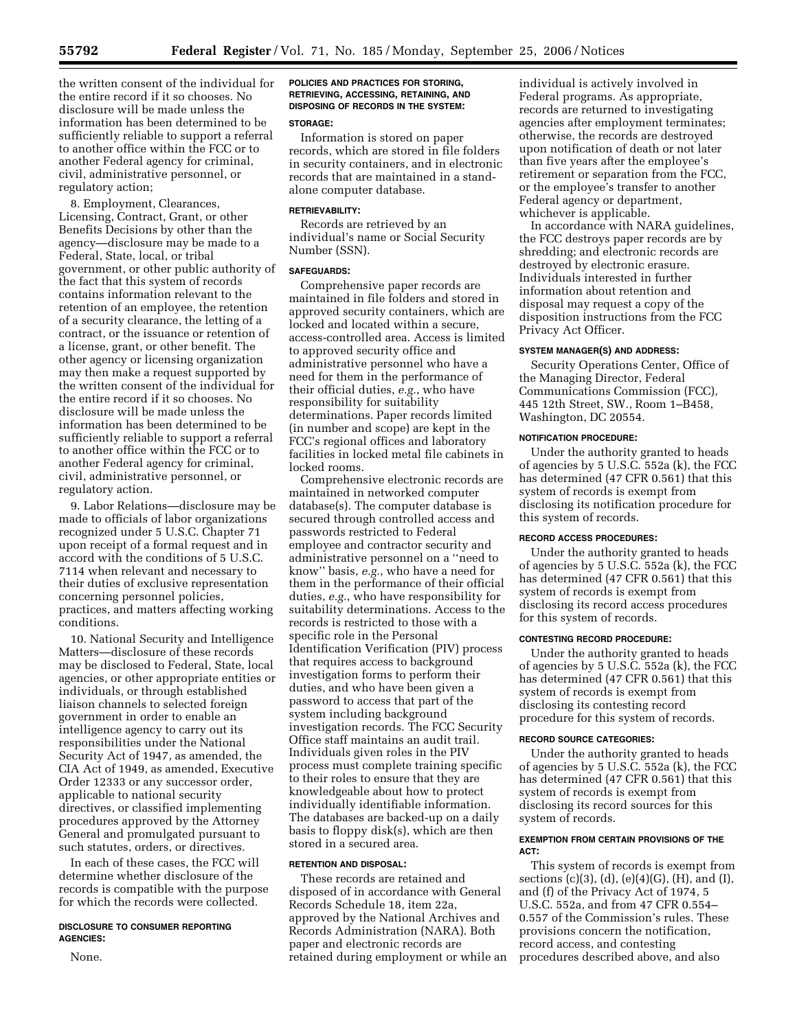the written consent of the individual for the entire record if it so chooses. No disclosure will be made unless the information has been determined to be sufficiently reliable to support a referral to another office within the FCC or to another Federal agency for criminal, civil, administrative personnel, or regulatory action;

8. Employment, Clearances, Licensing, Contract, Grant, or other Benefits Decisions by other than the agency—disclosure may be made to a Federal, State, local, or tribal government, or other public authority of the fact that this system of records contains information relevant to the retention of an employee, the retention of a security clearance, the letting of a contract, or the issuance or retention of a license, grant, or other benefit. The other agency or licensing organization may then make a request supported by the written consent of the individual for the entire record if it so chooses. No disclosure will be made unless the information has been determined to be sufficiently reliable to support a referral to another office within the FCC or to another Federal agency for criminal, civil, administrative personnel, or regulatory action.

9. Labor Relations—disclosure may be made to officials of labor organizations recognized under 5 U.S.C. Chapter 71 upon receipt of a formal request and in accord with the conditions of 5 U.S.C. 7114 when relevant and necessary to their duties of exclusive representation concerning personnel policies, practices, and matters affecting working conditions.

10. National Security and Intelligence Matters—disclosure of these records may be disclosed to Federal, State, local agencies, or other appropriate entities or individuals, or through established liaison channels to selected foreign government in order to enable an intelligence agency to carry out its responsibilities under the National Security Act of 1947, as amended, the CIA Act of 1949, as amended, Executive Order 12333 or any successor order, applicable to national security directives, or classified implementing procedures approved by the Attorney General and promulgated pursuant to such statutes, orders, or directives.

In each of these cases, the FCC will determine whether disclosure of the records is compatible with the purpose for which the records were collected.

#### DISCLOSURE TO CONSUMER REPORTING AGENCIES:

None.

#### POLICIES AND PRACTICES FOR STORING, RETRIEVING, ACCESSING, RETAINING, AND DISPOSING OF RECORDS IN THE SYSTEM:

#### STORAGE:

Information is stored on paper records, which are stored in file folders in security containers, and in electronic records that are maintained in a stand-alone computer database.

#### RETRIEVABILITY:

Records are retrieved by an individual's name or Social Security Number (SSN).

#### SAFEGUARDS:

Comprehensive paper records are maintained in file folders and stored in approved security containers, which are locked and located within a secure, access-controlled area. Access is limited to approved security office and administrative personnel who have a need for them in the performance of their official duties, *e.g.*, who have responsibility for suitability determinations. Paper records limited (in number and scope) are kept in the FCC's regional offices and laboratory facilities in locked metal file cabinets in locked rooms.

Comprehensive electronic records are maintained in networked computer database(s). The computer database is secured through controlled access and passwords restricted to Federal employee and contractor security and administrative personnel on a ''need to know'' basis, *e.g.*, who have a need for them in the performance of their official duties, *e.g.*, who have responsibility for suitability determinations. Access to the records is restricted to those with a specific role in the Personal Identification Verification (PIV) process that requires access to background investigation forms to perform their duties, and who have been given a password to access that part of the system including background investigation records. The FCC Security Office staff maintains an audit trail. Individuals given roles in the PIV process must complete training specific to their roles to ensure that they are knowledgeable about how to protect individually identifiable information. The databases are backed-up on a daily basis to floppy disk(s), which are then stored in a secured area.

#### RETENTION AND DISPOSAL:

These records are retained and disposed of in accordance with General Records Schedule 18, item 22a, approved by the National Archives and Records Administration (NARA). Both paper and electronic records are retained during employment or while an individual is actively involved in Federal programs. As appropriate, records are returned to investigating agencies after employment terminates; otherwise, the records are destroyed upon notification of death or not later than five years after the employee's retirement or separation from the FCC, or the employee's transfer to another Federal agency or department, whichever is applicable.

In accordance with NARA guidelines, the FCC destroys paper records are by shredding; and electronic records are destroyed by electronic erasure. Individuals interested in further information about retention and disposal may request a copy of the disposition instructions from the FCC Privacy Act Officer.

#### SYSTEM MANAGER(S) AND ADDRESS:

Security Operations Center, Office of the Managing Director, Federal Communications Commission (FCC), 445 12th Street, SW., Room 1–B458, Washington, DC 20554.

#### NOTIFICATION PROCEDURE:

Under the authority granted to heads of agencies by 5 U.S.C. 552a (k), the FCC has determined (47 CFR 0.561) that this system of records is exempt from disclosing its notification procedure for this system of records.

#### RECORD ACCESS PROCEDURES:

Under the authority granted to heads of agencies by 5 U.S.C. 552a (k), the FCC has determined (47 CFR 0.561) that this system of records is exempt from disclosing its record access procedures for this system of records.

#### CONTESTING RECORD PROCEDURE:

Under the authority granted to heads of agencies by 5 U.S.C. 552a (k), the FCC has determined (47 CFR 0.561) that this system of records is exempt from disclosing its contesting record procedure for this system of records.

#### RECORD SOURCE CATEGORIES:

Under the authority granted to heads of agencies by 5 U.S.C. 552a (k), the FCC has determined (47 CFR 0.561) that this system of records is exempt from disclosing its record sources for this system of records.

#### EXEMPTION FROM CERTAIN PROVISIONS OF THE ACT:

This system of records is exempt from sections (c)(3), (d), (e)(4)(G), (H), and (I), and (f) of the Privacy Act of 1974, 5 U.S.C. 552a, and from 47 CFR 0.554–0.557 of the Commission's rules. These provisions concern the notification, record access, and contesting procedures described above, and also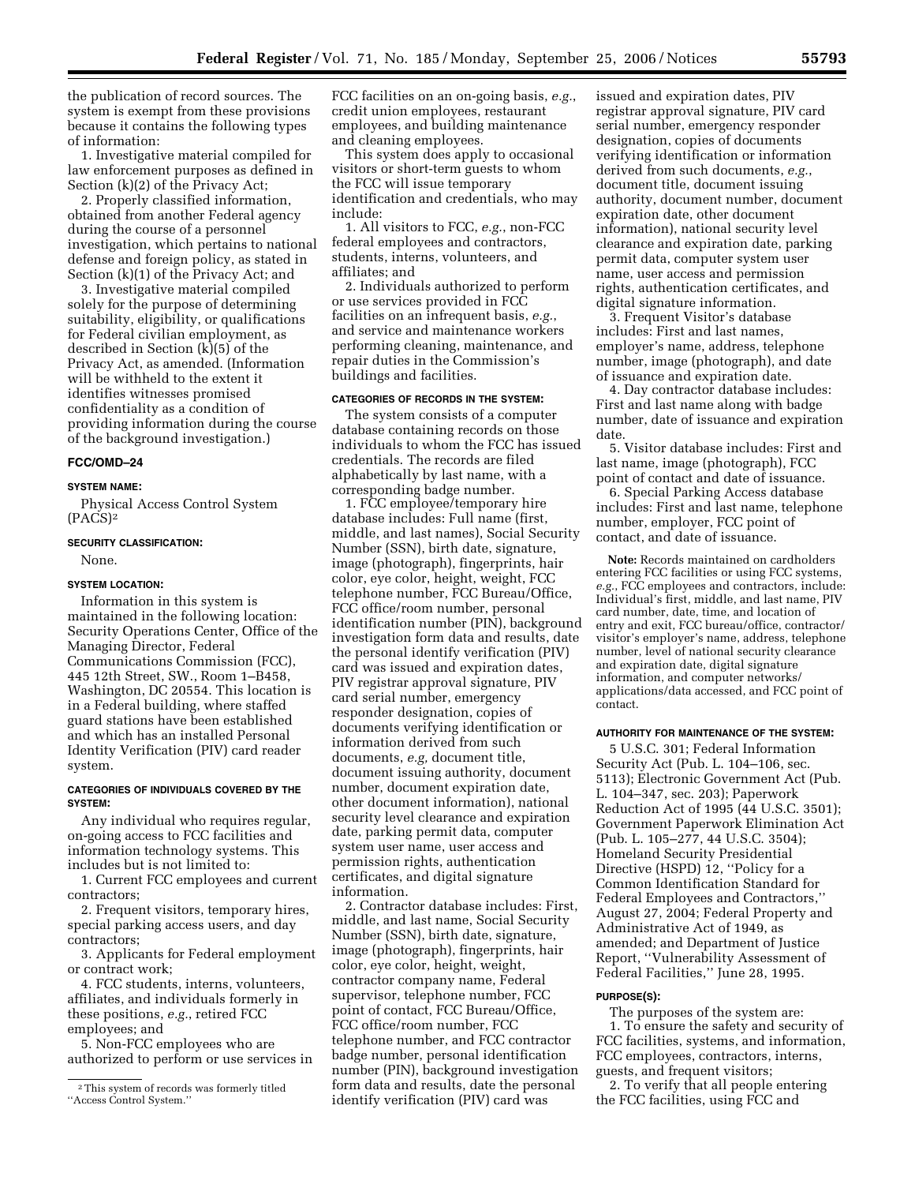the publication of record sources. The system is exempt from these provisions because it contains the following types of information:

1. Investigative material compiled for law enforcement purposes as defined in Section (k)(2) of the Privacy Act;

2. Properly classified information, obtained from another Federal agency during the course of a personnel investigation, which pertains to national defense and foreign policy, as stated in Section (k)(1) of the Privacy Act; and

3. Investigative material compiled solely for the purpose of determining suitability, eligibility, or qualifications for Federal civilian employment, as described in Section (k)(5) of the Privacy Act, as amended. (Information will be withheld to the extent it identifies witnesses promised confidentiality as a condition of providing information during the course of the background investigation.)

## FCC/OMD–24

### SYSTEM NAME:

Physical Access Control System (PACS)[2]

### SECURITY CLASSIFICATION:

None.

### SYSTEM LOCATION:

Information in this system is maintained in the following location: Security Operations Center, Office of the Managing Director, Federal Communications Commission (FCC), 445 12th Street, SW., Room 1–B458, Washington, DC 20554. This location is in a Federal building, where staffed guard stations have been established and which has an installed Personal Identity Verification (PIV) card reader system.

### CATEGORIES OF INDIVIDUALS COVERED BY THE SYSTEM:

Any individual who requires regular, on-going access to FCC facilities and information technology systems. This includes but is not limited to:

1. Current FCC employees and current contractors;

2. Frequent visitors, temporary hires, special parking access users, and day contractors;

3. Applicants for Federal employment or contract work;

4. FCC students, interns, volunteers, affiliates, and individuals formerly in these positions, *e.g.*, retired FCC employees; and

5. Non-FCC employees who are authorized to perform or use services in FCC facilities on an on-going basis, *e.g.*, credit union employees, restaurant employees, and building maintenance and cleaning employees.

This system does apply to occasional visitors or short-term guests to whom the FCC will issue temporary identification and credentials, who may include:

1. All visitors to FCC, *e.g.*, non-FCC federal employees and contractors, students, interns, volunteers, and affiliates; and

2. Individuals authorized to perform or use services provided in FCC facilities on an infrequent basis, *e.g.*, and service and maintenance workers performing cleaning, maintenance, and repair duties in the Commission's buildings and facilities.

### CATEGORIES OF RECORDS IN THE SYSTEM:

The system consists of a computer database containing records on those individuals to whom the FCC has issued credentials. The records are filed alphabetically by last name, with a corresponding badge number.

1. FCC employee/temporary hire database includes: Full name (first, middle, and last names), Social Security Number (SSN), birth date, signature, image (photograph), fingerprints, hair color, eye color, height, weight, FCC telephone number, FCC Bureau/Office, FCC office/room number, personal identification number (PIN), background investigation form data and results, date the personal identify verification (PIV) card was issued and expiration dates, PIV registrar approval signature, PIV card serial number, emergency responder designation, copies of documents verifying identification or information derived from such documents, *e.g,* document title, document issuing authority, document number, document expiration date, other document information), national security level clearance and expiration date, parking permit data, computer system user name, user access and permission rights, authentication certificates, and digital signature information.

2. Contractor database includes: First, middle, and last name, Social Security Number (SSN), birth date, signature, image (photograph), fingerprints, hair color, eye color, height, weight, contractor company name, Federal supervisor, telephone number, FCC point of contact, FCC Bureau/Office, FCC office/room number, FCC telephone number, and FCC contractor badge number, personal identification number (PIN), background investigation form data and results, date the personal identify verification (PIV) card was issued and expiration dates, PIV registrar approval signature, PIV card serial number, emergency responder designation, copies of documents verifying identification or information derived from such documents, *e.g.*, document title, document issuing authority, document number, document expiration date, other document information), national security level clearance and expiration date, parking permit data, computer system user name, user access and permission rights, authentication certificates, and digital signature information.

3. Frequent Visitor's database includes: First and last names, employer's name, address, telephone number, image (photograph), and date of issuance and expiration date.

4. Day contractor database includes: First and last name along with badge number, date of issuance and expiration date.

5. Visitor database includes: First and last name, image (photograph), FCC point of contact and date of issuance.

6. Special Parking Access database includes: First and last name, telephone number, employer, FCC point of contact, and date of issuance.

**Note:** Records maintained on cardholders entering FCC facilities or using FCC systems, *e.g.*, FCC employees and contractors, include: Individual's first, middle, and last name, PIV card number, date, time, and location of entry and exit, FCC bureau/office, contractor/visitor's employer's name, address, telephone number, level of national security clearance and expiration date, digital signature information, and computer networks/applications/data accessed, and FCC point of contact.

### AUTHORITY FOR MAINTENANCE OF THE SYSTEM:

5 U.S.C. 301; Federal Information Security Act (Pub. L. 104–106, sec. 5113); Electronic Government Act (Pub. L. 104–347, sec. 203); Paperwork Reduction Act of 1995 (44 U.S.C. 3501); Government Paperwork Elimination Act (Pub. L. 105–277, 44 U.S.C. 3504); Homeland Security Presidential Directive (HSPD) 12, ''Policy for a Common Identification Standard for Federal Employees and Contractors,'' August 27, 2004; Federal Property and Administrative Act of 1949, as amended; and Department of Justice Report, ''Vulnerability Assessment of Federal Facilities,'' June 28, 1995.

### PURPOSE(S):

The purposes of the system are:

1. To ensure the safety and security of FCC facilities, systems, and information, FCC employees, contractors, interns, guests, and frequent visitors;

2. To verify that all people entering the FCC facilities, using FCC and

[2] This system of records was formerly titled ''Access Control System.''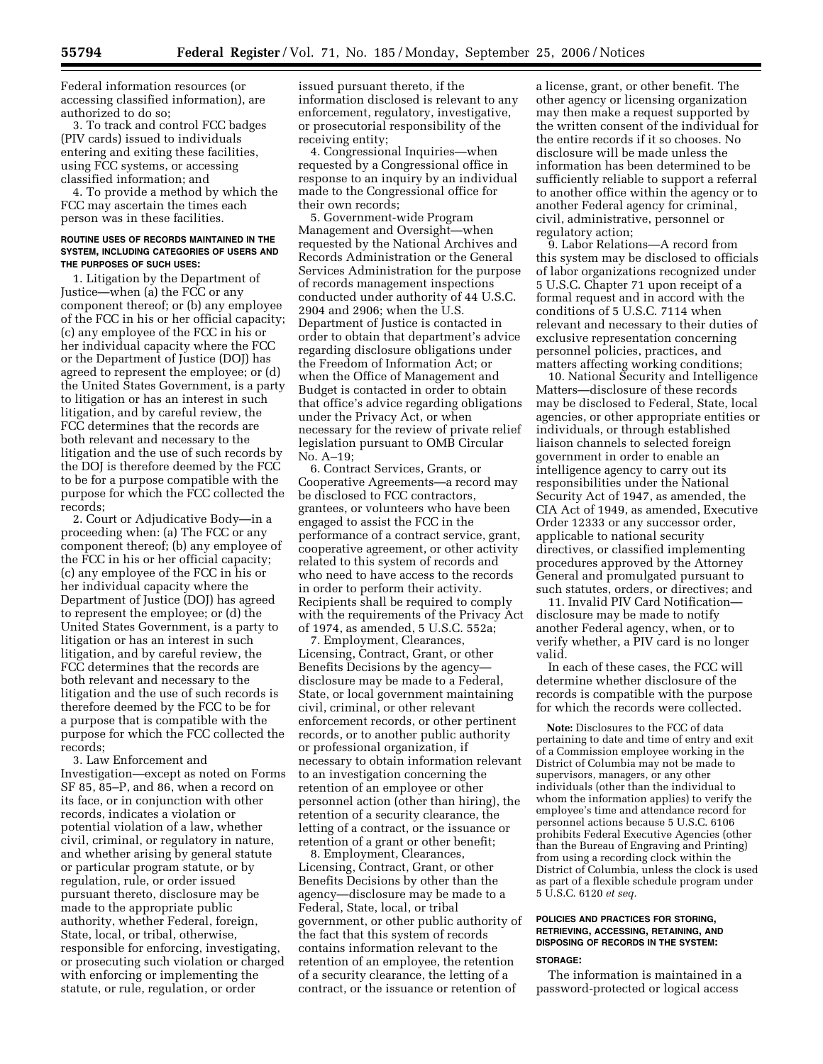Federal information resources (or accessing classified information), are authorized to do so;

3. To track and control FCC badges (PIV cards) issued to individuals entering and exiting these facilities, using FCC systems, or accessing classified information; and

4. To provide a method by which the FCC may ascertain the times each person was in these facilities.

#### ROUTINE USES OF RECORDS MAINTAINED IN THE SYSTEM, INCLUDING CATEGORIES OF USERS AND THE PURPOSES OF SUCH USES:

1. Litigation by the Department of Justice—when (a) the FCC or any component thereof; or (b) any employee of the FCC in his or her official capacity; (c) any employee of the FCC in his or her individual capacity where the FCC or the Department of Justice (DOJ) has agreed to represent the employee; or (d) the United States Government, is a party to litigation or has an interest in such litigation, and by careful review, the FCC determines that the records are both relevant and necessary to the litigation and the use of such records by the DOJ is therefore deemed by the FCC to be for a purpose compatible with the purpose for which the FCC collected the records;

2. Court or Adjudicative Body—in a proceeding when: (a) The FCC or any component thereof; (b) any employee of the FCC in his or her official capacity; (c) any employee of the FCC in his or her individual capacity where the Department of Justice (DOJ) has agreed to represent the employee; or (d) the United States Government, is a party to litigation or has an interest in such litigation, and by careful review, the FCC determines that the records are both relevant and necessary to the litigation and the use of such records is therefore deemed by the FCC to be for a purpose that is compatible with the purpose for which the FCC collected the records;

3. Law Enforcement and Investigation—except as noted on Forms SF 85, 85–P, and 86, when a record on its face, or in conjunction with other records, indicates a violation or potential violation of a law, whether civil, criminal, or regulatory in nature, and whether arising by general statute or particular program statute, or by regulation, rule, or order issued pursuant thereto, disclosure may be made to the appropriate public authority, whether Federal, foreign, State, local, or tribal, otherwise, responsible for enforcing, investigating, or prosecuting such violation or charged with enforcing or implementing the statute, or rule, regulation, or order issued pursuant thereto, if the information disclosed is relevant to any enforcement, regulatory, investigative, or prosecutorial responsibility of the receiving entity;

4. Congressional Inquiries—when requested by a Congressional office in response to an inquiry by an individual made to the Congressional office for their own records;

5. Government-wide Program Management and Oversight—when requested by the National Archives and Records Administration or the General Services Administration for the purpose of records management inspections conducted under authority of 44 U.S.C. 2904 and 2906; when the U.S. Department of Justice is contacted in order to obtain that department's advice regarding disclosure obligations under the Freedom of Information Act; or when the Office of Management and Budget is contacted in order to obtain that office's advice regarding obligations under the Privacy Act, or when necessary for the review of private relief legislation pursuant to OMB Circular No. A–19;

6. Contract Services, Grants, or Cooperative Agreements—a record may be disclosed to FCC contractors, grantees, or volunteers who have been engaged to assist the FCC in the performance of a contract service, grant, cooperative agreement, or other activity related to this system of records and who need to have access to the records in order to perform their activity. Recipients shall be required to comply with the requirements of the Privacy Act of 1974, as amended, 5 U.S.C. 552a;

7. Employment, Clearances, Licensing, Contract, Grant, or other Benefits Decisions by the agency—disclosure may be made to a Federal, State, or local government maintaining civil, criminal, or other relevant enforcement records, or other pertinent records, or to another public authority or professional organization, if necessary to obtain information relevant to an investigation concerning the retention of an employee or other personnel action (other than hiring), the retention of a security clearance, the letting of a contract, or the issuance or retention of a grant or other benefit;

8. Employment, Clearances, Licensing, Contract, Grant, or other Benefits Decisions by other than the agency—disclosure may be made to a Federal, State, local, or tribal government, or other public authority of the fact that this system of records contains information relevant to the retention of an employee, the retention of a security clearance, the letting of a contract, or the issuance or retention of a license, grant, or other benefit. The other agency or licensing organization may then make a request supported by the written consent of the individual for the entire records if it so chooses. No disclosure will be made unless the information has been determined to be sufficiently reliable to support a referral to another office within the agency or to another Federal agency for criminal, civil, administrative, personnel or regulatory action;

9. Labor Relations—A record from this system may be disclosed to officials of labor organizations recognized under 5 U.S.C. Chapter 71 upon receipt of a formal request and in accord with the conditions of 5 U.S.C. 7114 when relevant and necessary to their duties of exclusive representation concerning personnel policies, practices, and matters affecting working conditions;

10. National Security and Intelligence Matters—disclosure of these records may be disclosed to Federal, State, local agencies, or other appropriate entities or individuals, or through established liaison channels to selected foreign government in order to enable an intelligence agency to carry out its responsibilities under the National Security Act of 1947, as amended, the CIA Act of 1949, as amended, Executive Order 12333 or any successor order, applicable to national security directives, or classified implementing procedures approved by the Attorney General and promulgated pursuant to such statutes, orders, or directives; and

11. Invalid PIV Card Notification—disclosure may be made to notify another Federal agency, when, or to verify whether, a PIV card is no longer valid.

In each of these cases, the FCC will determine whether disclosure of the records is compatible with the purpose for which the records were collected.

**Note:** Disclosures to the FCC of data pertaining to date and time of entry and exit of a Commission employee working in the District of Columbia may not be made to supervisors, managers, or any other individuals (other than the individual to whom the information applies) to verify the employee's time and attendance record for personnel actions because 5 U.S.C. 6106 prohibits Federal Executive Agencies (other than the Bureau of Engraving and Printing) from using a recording clock within the District of Columbia, unless the clock is used as part of a flexible schedule program under 5 U.S.C. 6120 *et seq.*

#### POLICIES AND PRACTICES FOR STORING, RETRIEVING, ACCESSING, RETAINING, AND DISPOSING OF RECORDS IN THE SYSTEM:

#### STORAGE:

The information is maintained in a password-protected or logical access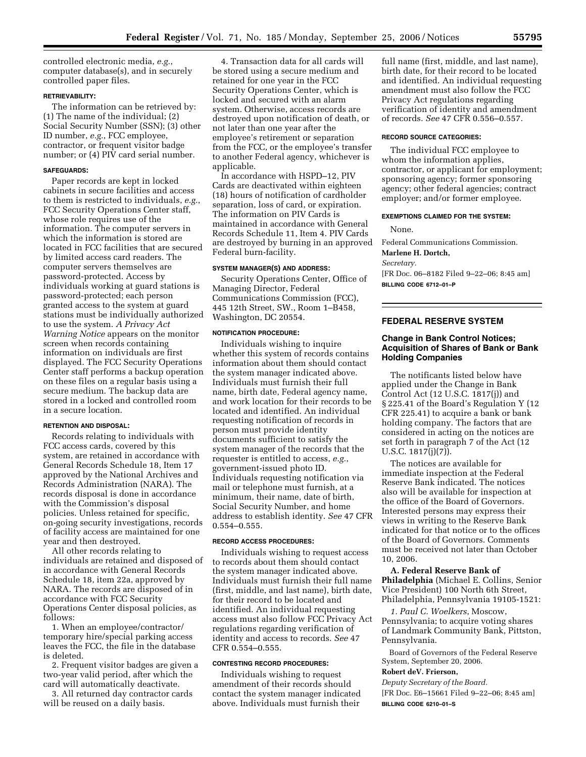controlled electronic media, *e.g.*, computer database(s), and in securely controlled paper files.

#### RETRIEVABILITY:

The information can be retrieved by: (1) The name of the individual; (2) Social Security Number (SSN); (3) other ID number, *e.g.*, FCC employee, contractor, or frequent visitor badge number; or (4) PIV card serial number.

#### SAFEGUARDS:

Paper records are kept in locked cabinets in secure facilities and access to them is restricted to individuals, *e.g.*, FCC Security Operations Center staff, whose role requires use of the information. The computer servers in which the information is stored are located in FCC facilities that are secured by limited access card readers. The computer servers themselves are password-protected. Access by individuals working at guard stations is password-protected; each person granted access to the system at guard stations must be individually authorized to use the system. *A Privacy Act Warning Notice* appears on the monitor screen when records containing information on individuals are first displayed. The FCC Security Operations Center staff performs a backup operation on these files on a regular basis using a secure medium. The backup data are stored in a locked and controlled room in a secure location.

#### RETENTION AND DISPOSAL:

Records relating to individuals with FCC access cards, covered by this system, are retained in accordance with General Records Schedule 18, Item 17 approved by the National Archives and Records Administration (NARA). The records disposal is done in accordance with the Commission's disposal policies. Unless retained for specific, on-going security investigations, records of facility access are maintained for one year and then destroyed.

All other records relating to individuals are retained and disposed of in accordance with General Records Schedule 18, item 22a, approved by NARA. The records are disposed of in accordance with FCC Security Operations Center disposal policies, as follows:

1. When an employee/contractor/temporary hire/special parking access leaves the FCC, the file in the database is deleted.

2. Frequent visitor badges are given a two-year valid period, after which the card will automatically deactivate.

3. All returned day contractor cards will be reused on a daily basis.

4. Transaction data for all cards will be stored using a secure medium and retained for one year in the FCC Security Operations Center, which is locked and secured with an alarm system. Otherwise, access records are destroyed upon notification of death, or not later than one year after the employee's retirement or separation from the FCC, or the employee's transfer to another Federal agency, whichever is applicable.

In accordance with HSPD–12, PIV Cards are deactivated within eighteen (18) hours of notification of cardholder separation, loss of card, or expiration. The information on PIV Cards is maintained in accordance with General Records Schedule 11, Item 4. PIV Cards are destroyed by burning in an approved Federal burn-facility.

#### SYSTEM MANAGER(S) AND ADDRESS:

Security Operations Center, Office of Managing Director, Federal Communications Commission (FCC), 445 12th Street, SW., Room 1–B458, Washington, DC 20554.

#### NOTIFICATION PROCEDURE:

Individuals wishing to inquire whether this system of records contains information about them should contact the system manager indicated above. Individuals must furnish their full name, birth date, Federal agency name, and work location for their records to be located and identified. An individual requesting notification of records in person must provide identity documents sufficient to satisfy the system manager of the records that the requester is entitled to access, *e.g.*, government-issued photo ID. Individuals requesting notification via mail or telephone must furnish, at a minimum, their name, date of birth, Social Security Number, and home address to establish identity. *See* 47 CFR 0.554–0.555.

#### RECORD ACCESS PROCEDURES:

Individuals wishing to request access to records about them should contact the system manager indicated above. Individuals must furnish their full name (first, middle, and last name), birth date, for their record to be located and identified. An individual requesting access must also follow FCC Privacy Act regulations regarding verification of identity and access to records. *See* 47 CFR 0.554–0.555.

#### CONTESTING RECORD PROCEDURES:

Individuals wishing to request amendment of their records should contact the system manager indicated above. Individuals must furnish their full name (first, middle, and last name), birth date, for their record to be located and identified. An individual requesting amendment must also follow the FCC Privacy Act regulations regarding verification of identity and amendment of records. *See* 47 CFR 0.556–0.557.

#### RECORD SOURCE CATEGORIES:

The individual FCC employee to whom the information applies, contractor, or applicant for employment; sponsoring agency; former sponsoring agency; other federal agencies; contract employer; and/or former employee.

#### EXEMPTIONS CLAIMED FOR THE SYSTEM:

None.

Federal Communications Commission.

**Marlene H. Dortch,**

*Secretary.*

[FR Doc. 06–8182 Filed 9–22–06; 8:45 am]

**BILLING CODE 6712–01–P**

## FEDERAL RESERVE SYSTEM

### Change in Bank Control Notices; Acquisition of Shares of Bank or Bank Holding Companies

The notificants listed below have applied under the Change in Bank Control Act (12 U.S.C. 1817(j)) and § 225.41 of the Board's Regulation Y (12 CFR 225.41) to acquire a bank or bank holding company. The factors that are considered in acting on the notices are set forth in paragraph 7 of the Act (12 U.S.C. 1817(j)(7)).

The notices are available for immediate inspection at the Federal Reserve Bank indicated. The notices also will be available for inspection at the office of the Board of Governors. Interested persons may express their views in writing to the Reserve Bank indicated for that notice or to the offices of the Board of Governors. Comments must be received not later than October 10, 2006.

**A. Federal Reserve Bank of Philadelphia** (Michael E. Collins, Senior Vice President) 100 North 6th Street, Philadelphia, Pennsylvania 19105-1521:

*1. Paul C. Woelkers*, Moscow, Pennsylvania; to acquire voting shares of Landmark Community Bank, Pittston, Pennsylvania.

Board of Governors of the Federal Reserve System, September 20, 2006.

**Robert deV. Frierson,**

*Deputy Secretary of the Board.*

[FR Doc. E6–15661 Filed 9–22–06; 8:45 am]

**BILLING CODE 6210–01–S**